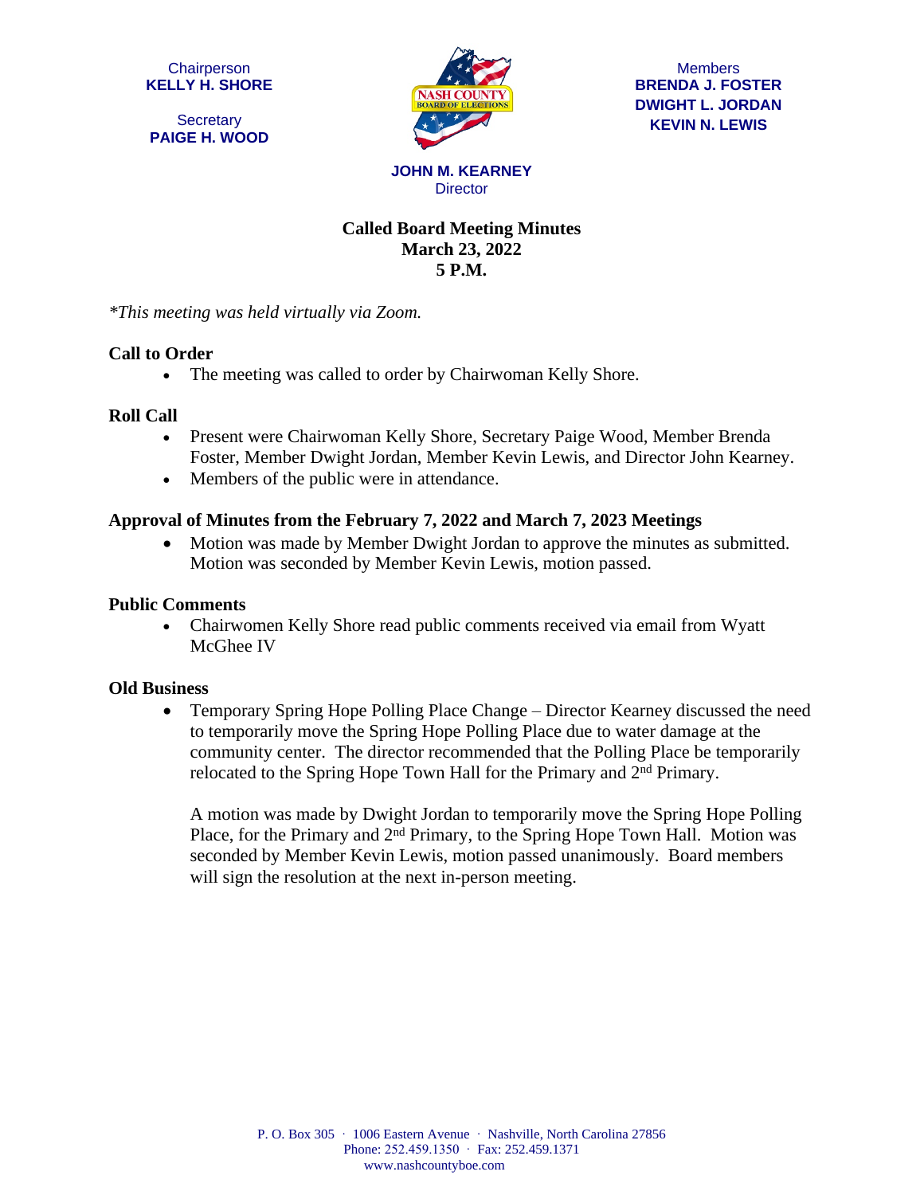Chairperson
**KELLY H. SHORE**

Secretary
**PAIGE H. WOOD**

Members
**BRENDA J. FOSTER**
**DWIGHT L. JORDAN**
**KEVIN N. LEWIS**

**JOHN M. KEARNEY**
Director

# Called Board Meeting Minutes
## March 23, 2022
## 5 P.M.

*\*This meeting was held virtually via Zoom.*

### Call to Order

- The meeting was called to order by Chairwoman Kelly Shore.

### Roll Call

- Present were Chairwoman Kelly Shore, Secretary Paige Wood, Member Brenda Foster, Member Dwight Jordan, Member Kevin Lewis, and Director John Kearney.
- Members of the public were in attendance.

### Approval of Minutes from the February 7, 2022 and March 7, 2023 Meetings

- Motion was made by Member Dwight Jordan to approve the minutes as submitted. Motion was seconded by Member Kevin Lewis, motion passed.

### Public Comments

- Chairwomen Kelly Shore read public comments received via email from Wyatt McGhee IV

### Old Business

- Temporary Spring Hope Polling Place Change – Director Kearney discussed the need to temporarily move the Spring Hope Polling Place due to water damage at the community center. The director recommended that the Polling Place be temporarily relocated to the Spring Hope Town Hall for the Primary and 2nd Primary.

  A motion was made by Dwight Jordan to temporarily move the Spring Hope Polling Place, for the Primary and 2nd Primary, to the Spring Hope Town Hall. Motion was seconded by Member Kevin Lewis, motion passed unanimously. Board members will sign the resolution at the next in-person meeting.

P. O. Box 305 · 1006 Eastern Avenue · Nashville, North Carolina 27856
Phone: 252.459.1350 · Fax: 252.459.1371
www.nashcountyboe.com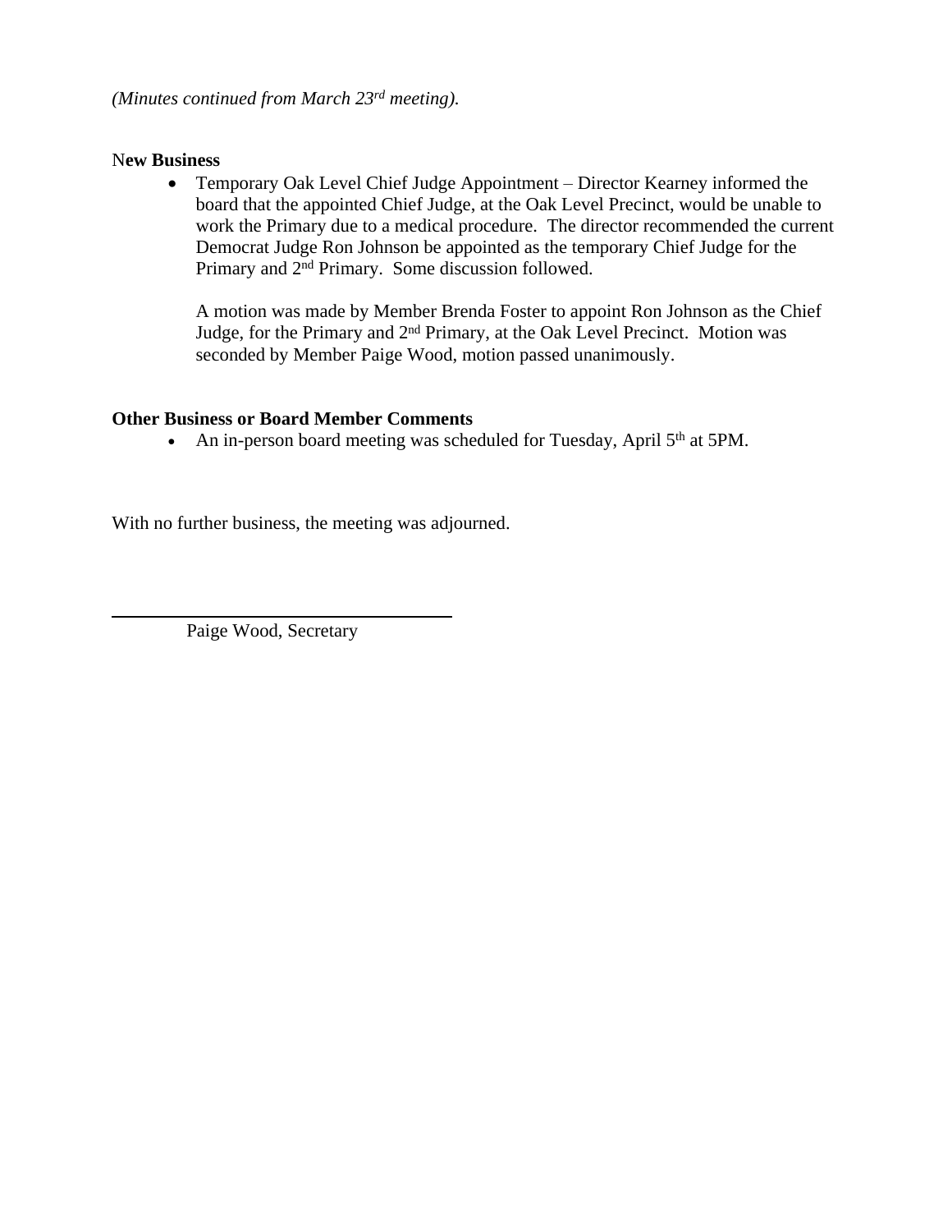*(Minutes continued from March 23rd meeting).*

**New Business**

- Temporary Oak Level Chief Judge Appointment – Director Kearney informed the board that the appointed Chief Judge, at the Oak Level Precinct, would be unable to work the Primary due to a medical procedure. The director recommended the current Democrat Judge Ron Johnson be appointed as the temporary Chief Judge for the Primary and 2nd Primary. Some discussion followed.

  A motion was made by Member Brenda Foster to appoint Ron Johnson as the Chief Judge, for the Primary and 2nd Primary, at the Oak Level Precinct. Motion was seconded by Member Paige Wood, motion passed unanimously.

**Other Business or Board Member Comments**

- An in-person board meeting was scheduled for Tuesday, April 5th at 5PM.

With no further business, the meeting was adjourned.

\_\_\_\_\_\_\_\_\_\_\_\_\_\_\_\_\_\_\_\_\_\_\_\_\_\_\_\_\_\_\_\_\_\_\_\_

Paige Wood, Secretary